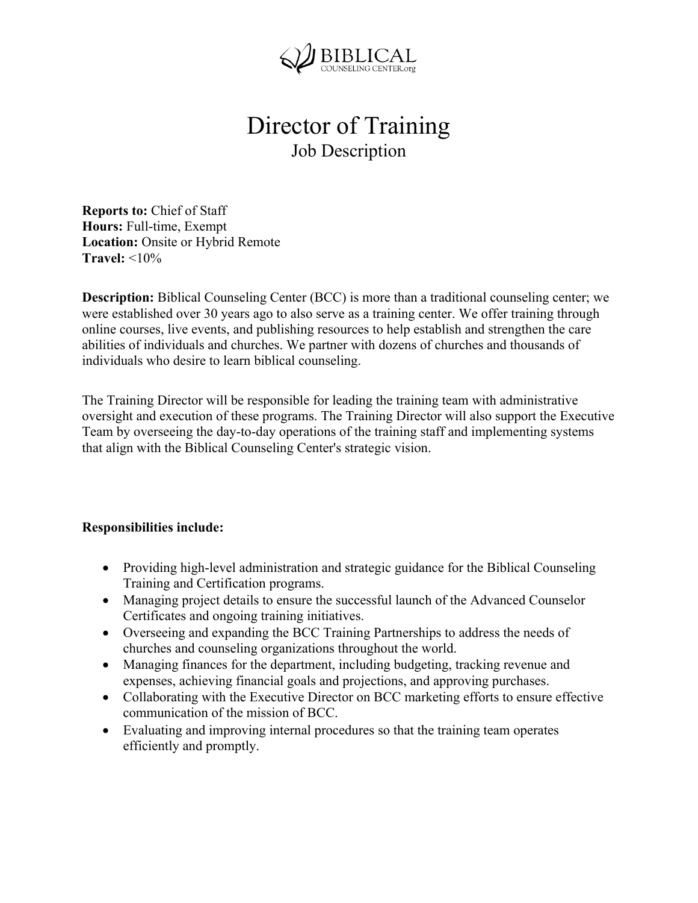BIBLICAL COUNSELING CENTER.org

# Director of Training

## Job Description

**Reports to:** Chief of Staff
**Hours:** Full-time, Exempt
**Location:** Onsite or Hybrid Remote
**Travel:** <10%

**Description:** Biblical Counseling Center (BCC) is more than a traditional counseling center; we were established over 30 years ago to also serve as a training center. We offer training through online courses, live events, and publishing resources to help establish and strengthen the care abilities of individuals and churches. We partner with dozens of churches and thousands of individuals who desire to learn biblical counseling.

The Training Director will be responsible for leading the training team with administrative oversight and execution of these programs. The Training Director will also support the Executive Team by overseeing the day-to-day operations of the training staff and implementing systems that align with the Biblical Counseling Center's strategic vision.

**Responsibilities include:**

- Providing high-level administration and strategic guidance for the Biblical Counseling Training and Certification programs.
- Managing project details to ensure the successful launch of the Advanced Counselor Certificates and ongoing training initiatives.
- Overseeing and expanding the BCC Training Partnerships to address the needs of churches and counseling organizations throughout the world.
- Managing finances for the department, including budgeting, tracking revenue and expenses, achieving financial goals and projections, and approving purchases.
- Collaborating with the Executive Director on BCC marketing efforts to ensure effective communication of the mission of BCC.
- Evaluating and improving internal procedures so that the training team operates efficiently and promptly.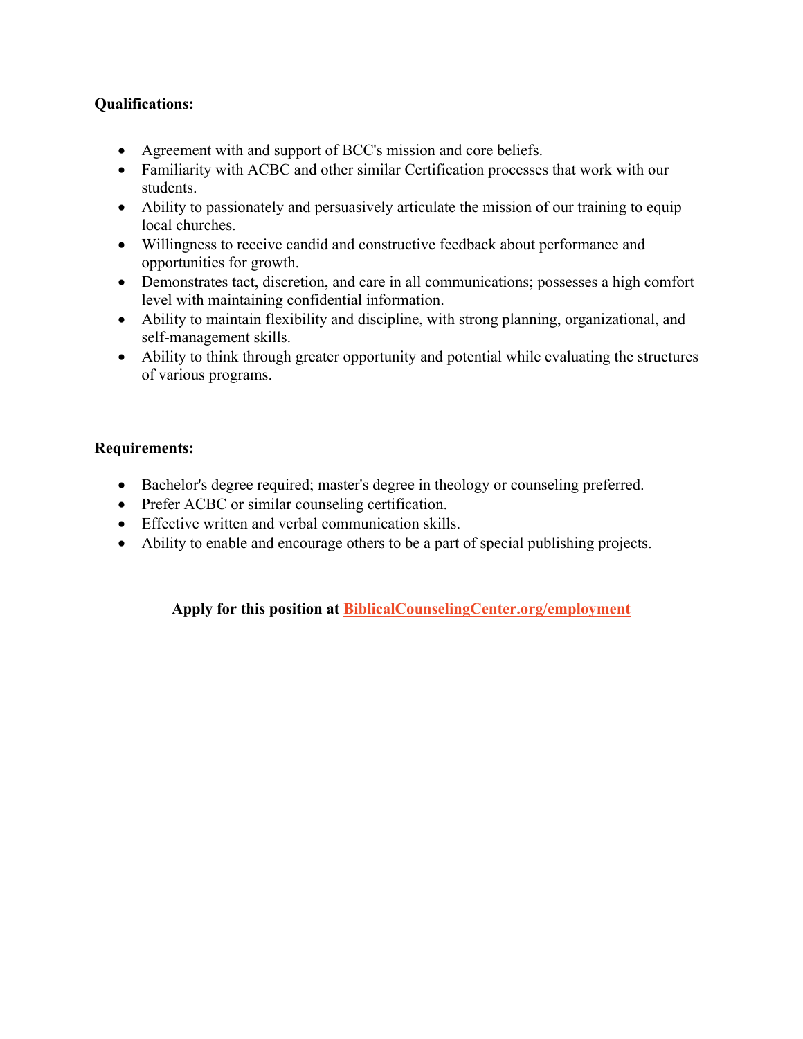**Qualifications:**

- Agreement with and support of BCC's mission and core beliefs.
- Familiarity with ACBC and other similar Certification processes that work with our students.
- Ability to passionately and persuasively articulate the mission of our training to equip local churches.
- Willingness to receive candid and constructive feedback about performance and opportunities for growth.
- Demonstrates tact, discretion, and care in all communications; possesses a high comfort level with maintaining confidential information.
- Ability to maintain flexibility and discipline, with strong planning, organizational, and self-management skills.
- Ability to think through greater opportunity and potential while evaluating the structures of various programs.

**Requirements:**

- Bachelor's degree required; master's degree in theology or counseling preferred.
- Prefer ACBC or similar counseling certification.
- Effective written and verbal communication skills.
- Ability to enable and encourage others to be a part of special publishing projects.

**Apply for this position at [BiblicalCounselingCenter.org/employment](BiblicalCounselingCenter.org/employment)**